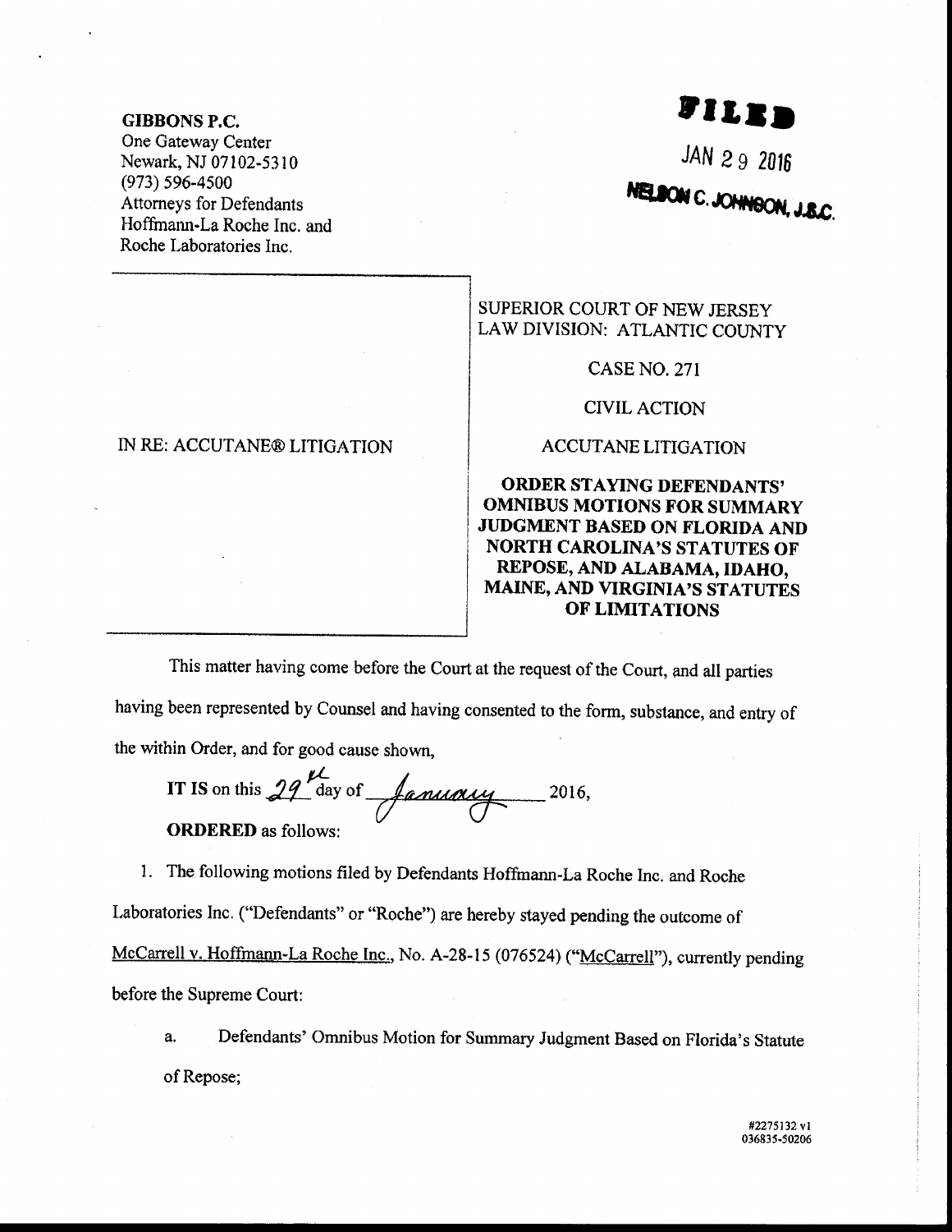**GIBBONS P.C.**
One Gateway Center
Newark, NJ 07102-5310
(973) 596-4500
Attorneys for Defendants
Hoffmann-La Roche Inc. and
Roche Laboratories Inc.

**FILED**

JAN 29 2016

NELSON C. JOHNSON, J.S.C.

| IN RE: ACCUTANE® LITIGATION | SUPERIOR COURT OF NEW JERSEY LAW DIVISION: ATLANTIC COUNTY<br><br>CASE NO. 271<br><br>CIVIL ACTION<br><br>ACCUTANE LITIGATION<br><br>**ORDER STAYING DEFENDANTS' OMNIBUS MOTIONS FOR SUMMARY JUDGMENT BASED ON FLORIDA AND NORTH CAROLINA'S STATUTES OF REPOSE, AND ALABAMA, IDAHO, MAINE, AND VIRGINIA'S STATUTES OF LIMITATIONS** |
|---|---|

This matter having come before the Court at the request of the Court, and all parties having been represented by Counsel and having consented to the form, substance, and entry of the within Order, and for good cause shown,

**IT IS** on this 29th day of January 2016,

**ORDERED** as follows:

1. The following motions filed by Defendants Hoffmann-La Roche Inc. and Roche Laboratories Inc. ("Defendants" or "Roche") are hereby stayed pending the outcome of McCarrell v. Hoffmann-La Roche Inc., No. A-28-15 (076524) ("McCarrell"), currently pending before the Supreme Court:

    a. Defendants' Omnibus Motion for Summary Judgment Based on Florida's Statute of Repose;

#2275132 v1
036835-50206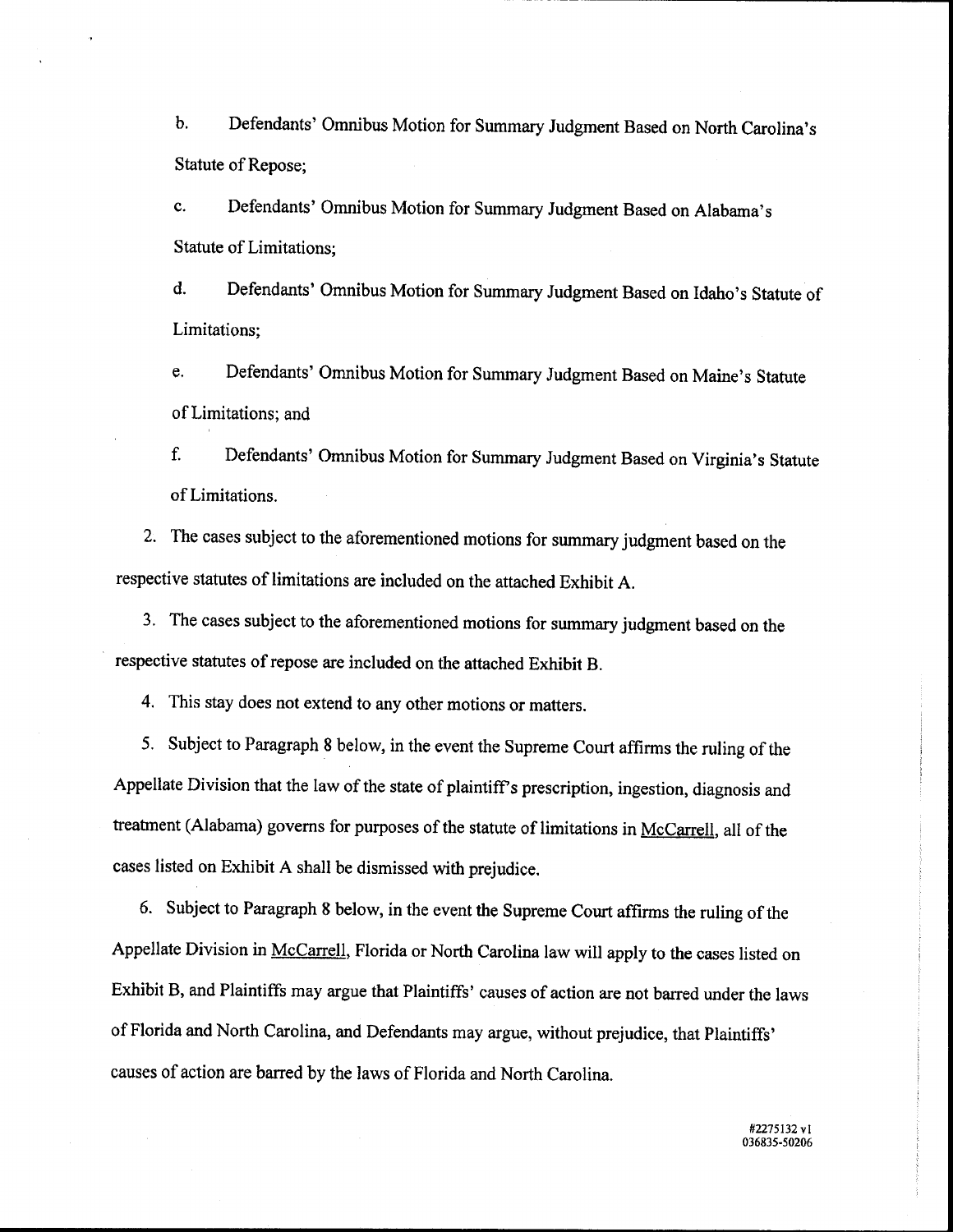b. Defendants' Omnibus Motion for Summary Judgment Based on North Carolina's Statute of Repose;

c. Defendants' Omnibus Motion for Summary Judgment Based on Alabama's Statute of Limitations;

d. Defendants' Omnibus Motion for Summary Judgment Based on Idaho's Statute of Limitations;

e. Defendants' Omnibus Motion for Summary Judgment Based on Maine's Statute of Limitations; and

f. Defendants' Omnibus Motion for Summary Judgment Based on Virginia's Statute of Limitations.

2. The cases subject to the aforementioned motions for summary judgment based on the respective statutes of limitations are included on the attached Exhibit A.

3. The cases subject to the aforementioned motions for summary judgment based on the respective statutes of repose are included on the attached Exhibit B.

4. This stay does not extend to any other motions or matters.

5. Subject to Paragraph 8 below, in the event the Supreme Court affirms the ruling of the Appellate Division that the law of the state of plaintiff's prescription, ingestion, diagnosis and treatment (Alabama) governs for purposes of the statute of limitations in McCarrell, all of the cases listed on Exhibit A shall be dismissed with prejudice.

6. Subject to Paragraph 8 below, in the event the Supreme Court affirms the ruling of the Appellate Division in McCarrell, Florida or North Carolina law will apply to the cases listed on Exhibit B, and Plaintiffs may argue that Plaintiffs' causes of action are not barred under the laws of Florida and North Carolina, and Defendants may argue, without prejudice, that Plaintiffs' causes of action are barred by the laws of Florida and North Carolina.

#2275132 v1
036835-50206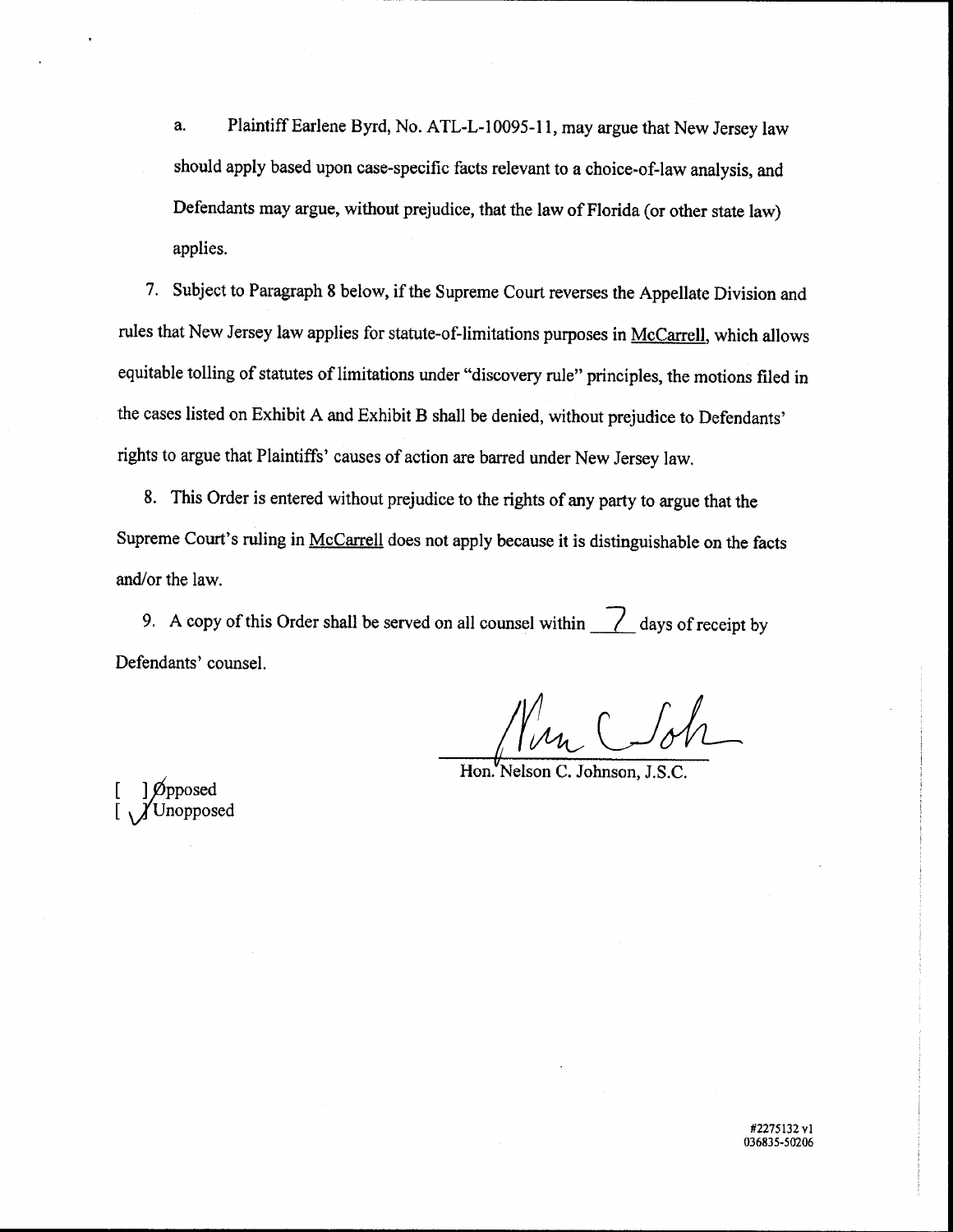a. Plaintiff Earlene Byrd, No. ATL-L-10095-11, may argue that New Jersey law should apply based upon case-specific facts relevant to a choice-of-law analysis, and Defendants may argue, without prejudice, that the law of Florida (or other state law) applies.

7. Subject to Paragraph 8 below, if the Supreme Court reverses the Appellate Division and rules that New Jersey law applies for statute-of-limitations purposes in McCarrell, which allows equitable tolling of statutes of limitations under "discovery rule" principles, the motions filed in the cases listed on Exhibit A and Exhibit B shall be denied, without prejudice to Defendants' rights to argue that Plaintiffs' causes of action are barred under New Jersey law.

8. This Order is entered without prejudice to the rights of any party to argue that the Supreme Court's ruling in McCarrell does not apply because it is distinguishable on the facts and/or the law.

9. A copy of this Order shall be served on all counsel within 7 days of receipt by Defendants' counsel.

Hon. Nelson C. Johnson, J.S.C.

[ ] Opposed
[ ✓ ] Unopposed

#2275132 v1
036835-50206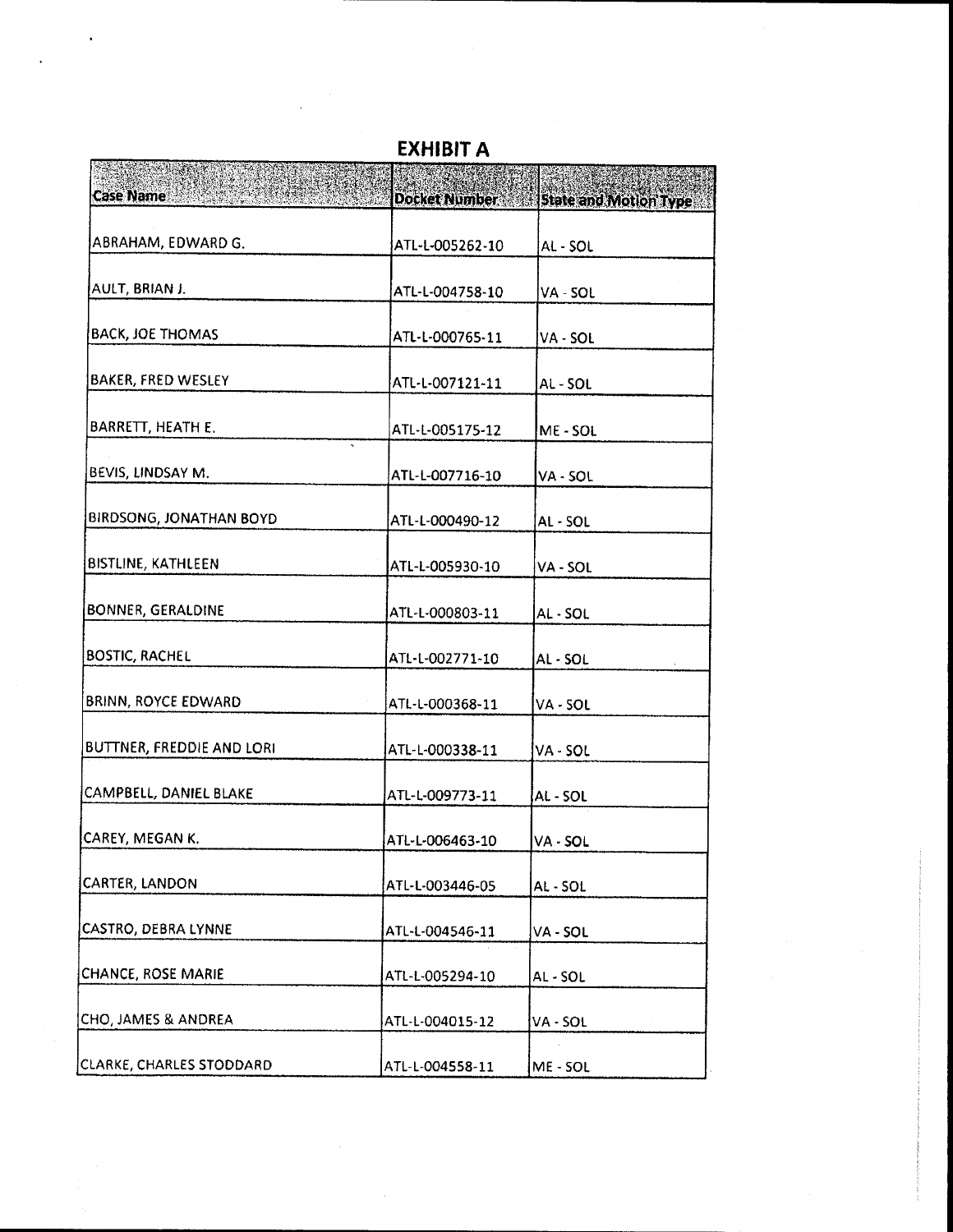# EXHIBIT A

| Case Name | Docket Number | State and Motion Type |
|---|---|---|
| ABRAHAM, EDWARD G. | ATL-L-005262-10 | AL - SOL |
| AULT, BRIAN J. | ATL-L-004758-10 | VA - SOL |
| BACK, JOE THOMAS | ATL-L-000765-11 | VA - SOL |
| BAKER, FRED WESLEY | ATL-L-007121-11 | AL - SOL |
| BARRETT, HEATH E. | ATL-L-005175-12 | ME - SOL |
| BEVIS, LINDSAY M. | ATL-L-007716-10 | VA - SOL |
| BIRDSONG, JONATHAN BOYD | ATL-L-000490-12 | AL - SOL |
| BISTLINE, KATHLEEN | ATL-L-005930-10 | VA - SOL |
| BONNER, GERALDINE | ATL-L-000803-11 | AL - SOL |
| BOSTIC, RACHEL | ATL-L-002771-10 | AL - SOL |
| BRINN, ROYCE EDWARD | ATL-L-000368-11 | VA - SOL |
| BUTTNER, FREDDIE AND LORI | ATL-L-000338-11 | VA - SOL |
| CAMPBELL, DANIEL BLAKE | ATL-L-009773-11 | AL - SOL |
| CAREY, MEGAN K. | ATL-L-006463-10 | VA - SOL |
| CARTER, LANDON | ATL-L-003446-05 | AL - SOL |
| CASTRO, DEBRA LYNNE | ATL-L-004546-11 | VA - SOL |
| CHANCE, ROSE MARIE | ATL-L-005294-10 | AL - SOL |
| CHO, JAMES & ANDREA | ATL-L-004015-12 | VA - SOL |
| CLARKE, CHARLES STODDARD | ATL-L-004558-11 | ME - SOL |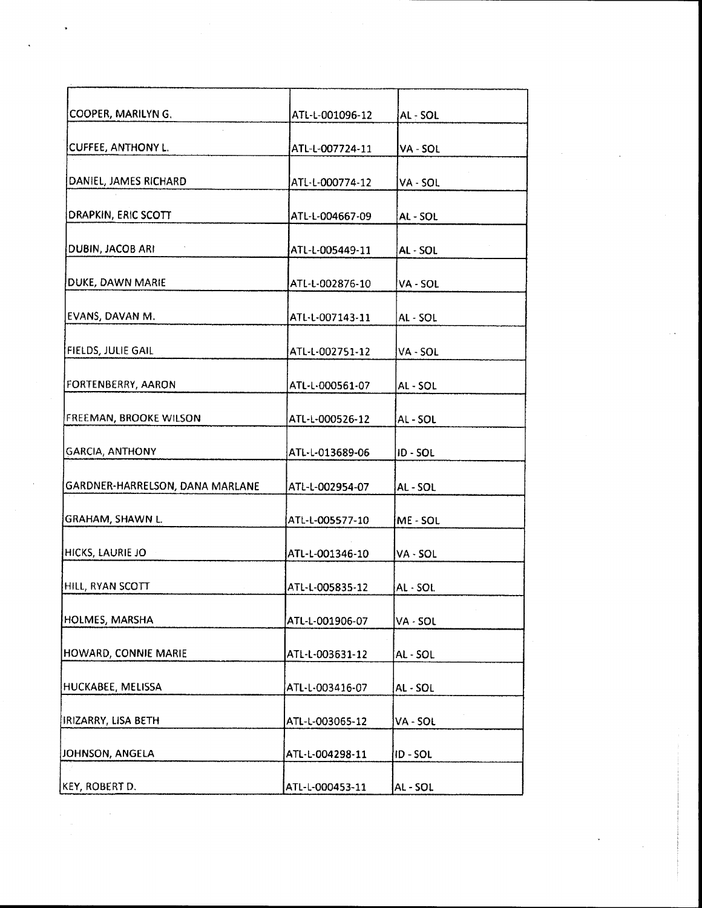| | | |
|---|---|---|
| COOPER, MARILYN G. | ATL-L-001096-12 | AL - SOL |
| CUFFEE, ANTHONY L. | ATL-L-007724-11 | VA - SOL |
| DANIEL, JAMES RICHARD | ATL-L-000774-12 | VA - SOL |
| DRAPKIN, ERIC SCOTT | ATL-L-004667-09 | AL - SOL |
| DUBIN, JACOB ARI | ATL-L-005449-11 | AL - SOL |
| DUKE, DAWN MARIE | ATL-L-002876-10 | VA - SOL |
| EVANS, DAVAN M. | ATL-L-007143-11 | AL - SOL |
| FIELDS, JULIE GAIL | ATL-L-002751-12 | VA - SOL |
| FORTENBERRY, AARON | ATL-L-000561-07 | AL - SOL |
| FREEMAN, BROOKE WILSON | ATL-L-000526-12 | AL - SOL |
| GARCIA, ANTHONY | ATL-L-013689-06 | ID - SOL |
| GARDNER-HARRELSON, DANA MARLANE | ATL-L-002954-07 | AL - SOL |
| GRAHAM, SHAWN L. | ATL-L-005577-10 | ME - SOL |
| HICKS, LAURIE JO | ATL-L-001346-10 | VA - SOL |
| HILL, RYAN SCOTT | ATL-L-005835-12 | AL - SOL |
| HOLMES, MARSHA | ATL-L-001906-07 | VA - SOL |
| HOWARD, CONNIE MARIE | ATL-L-003631-12 | AL - SOL |
| HUCKABEE, MELISSA | ATL-L-003416-07 | AL - SOL |
| IRIZARRY, LISA BETH | ATL-L-003065-12 | VA - SOL |
| JOHNSON, ANGELA | ATL-L-004298-11 | ID - SOL |
| KEY, ROBERT D. | ATL-L-000453-11 | AL - SOL |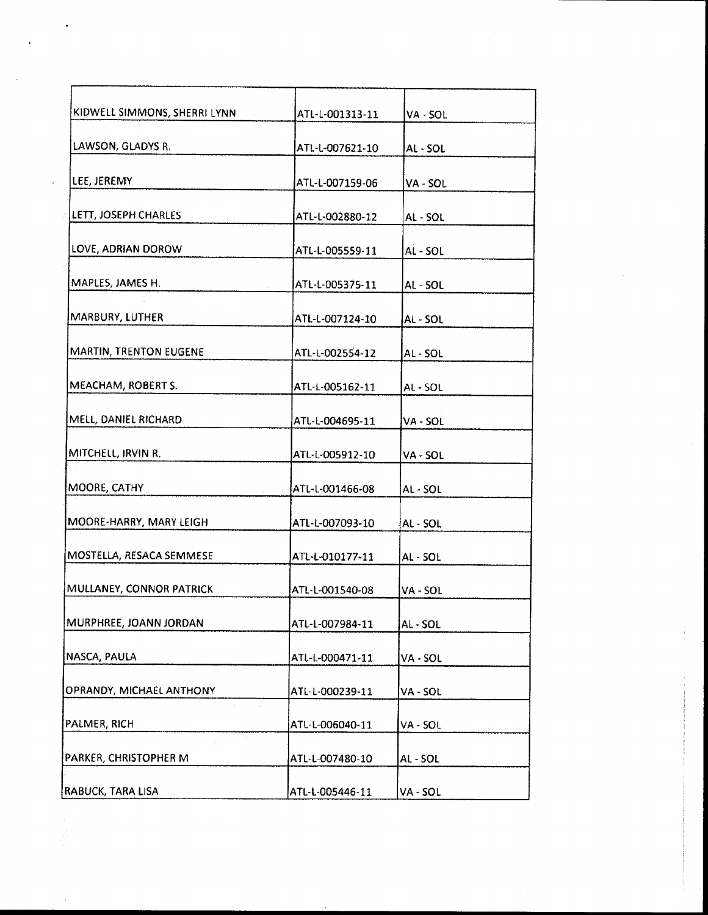| | | |
|---|---|---|
| KIDWELL SIMMONS, SHERRI LYNN | ATL-L-001313-11 | VA - SOL |
| LAWSON, GLADYS R. | ATL-L-007621-10 | AL - SOL |
| LEE, JEREMY | ATL-L-007159-06 | VA - SOL |
| LETT, JOSEPH CHARLES | ATL-L-002880-12 | AL - SOL |
| LOVE, ADRIAN DOROW | ATL-L-005559-11 | AL - SOL |
| MAPLES, JAMES H. | ATL-L-005375-11 | AL - SOL |
| MARBURY, LUTHER | ATL-L-007124-10 | AL - SOL |
| MARTIN, TRENTON EUGENE | ATL-L-002554-12 | AL - SOL |
| MEACHAM, ROBERT S. | ATL-L-005162-11 | AL - SOL |
| MELL, DANIEL RICHARD | ATL-L-004695-11 | VA - SOL |
| MITCHELL, IRVIN R. | ATL-L-005912-10 | VA - SOL |
| MOORE, CATHY | ATL-L-001466-08 | AL - SOL |
| MOORE-HARRY, MARY LEIGH | ATL-L-007093-10 | AL - SOL |
| MOSTELLA, RESACA SEMMESE | ATL-L-010177-11 | AL - SOL |
| MULLANEY, CONNOR PATRICK | ATL-L-001540-08 | VA - SOL |
| MURPHREE, JOANN JORDAN | ATL-L-007984-11 | AL - SOL |
| NASCA, PAULA | ATL-L-000471-11 | VA - SOL |
| OPRANDY, MICHAEL ANTHONY | ATL-L-000239-11 | VA - SOL |
| PALMER, RICH | ATL-L-006040-11 | VA - SOL |
| PARKER, CHRISTOPHER M | ATL-L-007480-10 | AL - SOL |
| RABUCK, TARA LISA | ATL-L-005446-11 | VA - SOL |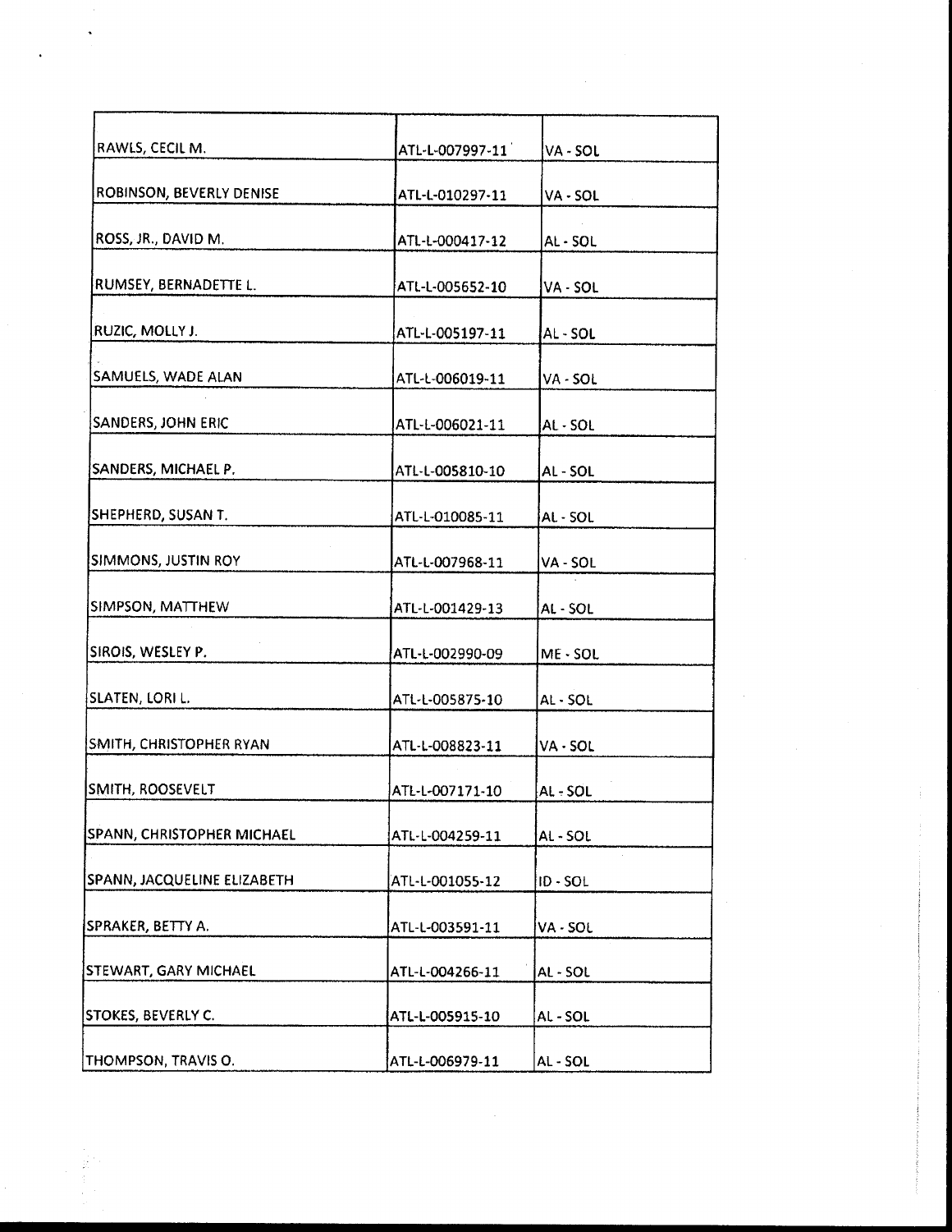| | | |
|---|---|---|
| RAWLS, CECIL M. | ATL-L-007997-11 | VA - SOL |
| ROBINSON, BEVERLY DENISE | ATL-L-010297-11 | VA - SOL |
| ROSS, JR., DAVID M. | ATL-L-000417-12 | AL - SOL |
| RUMSEY, BERNADETTE L. | ATL-L-005652-10 | VA - SOL |
| RUZIC, MOLLY J. | ATL-L-005197-11 | AL - SOL |
| SAMUELS, WADE ALAN | ATL-L-006019-11 | VA - SOL |
| SANDERS, JOHN ERIC | ATL-L-006021-11 | AL - SOL |
| SANDERS, MICHAEL P. | ATL-L-005810-10 | AL - SOL |
| SHEPHERD, SUSAN T. | ATL-L-010085-11 | AL - SOL |
| SIMMONS, JUSTIN ROY | ATL-L-007968-11 | VA - SOL |
| SIMPSON, MATTHEW | ATL-L-001429-13 | AL - SOL |
| SIROIS, WESLEY P. | ATL-L-002990-09 | ME - SOL |
| SLATEN, LORI L. | ATL-L-005875-10 | AL - SOL |
| SMITH, CHRISTOPHER RYAN | ATL-L-008823-11 | VA - SOL |
| SMITH, ROOSEVELT | ATL-L-007171-10 | AL - SOL |
| SPANN, CHRISTOPHER MICHAEL | ATL-L-004259-11 | AL - SOL |
| SPANN, JACQUELINE ELIZABETH | ATL-L-001055-12 | ID - SOL |
| SPRAKER, BETTY A. | ATL-L-003591-11 | VA - SOL |
| STEWART, GARY MICHAEL | ATL-L-004266-11 | AL - SOL |
| STOKES, BEVERLY C. | ATL-L-005915-10 | AL - SOL |
| THOMPSON, TRAVIS O. | ATL-L-006979-11 | AL - SOL |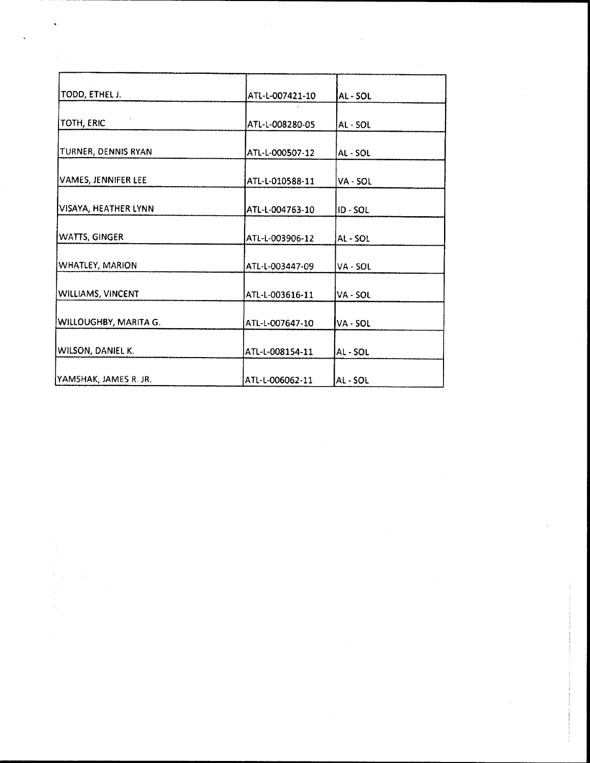| | | |
|---|---|---|
| TODD, ETHEL J. | ATL-L-007421-10 | AL - SOL |
| TOTH, ERIC | ATL-L-008280-05 | AL - SOL |
| TURNER, DENNIS RYAN | ATL-L-000507-12 | AL - SOL |
| VAMES, JENNIFER LEE | ATL-L-010588-11 | VA - SOL |
| VISAYA, HEATHER LYNN | ATL-L-004763-10 | ID - SOL |
| WATTS, GINGER | ATL-L-003906-12 | AL - SOL |
| WHATLEY, MARION | ATL-L-003447-09 | VA - SOL |
| WILLIAMS, VINCENT | ATL-L-003616-11 | VA - SOL |
| WILLOUGHBY, MARITA G. | ATL-L-007647-10 | VA - SOL |
| WILSON, DANIEL K. | ATL-L-008154-11 | AL - SOL |
| YAMSHAK, JAMES R. JR. | ATL-L-006062-11 | AL - SOL |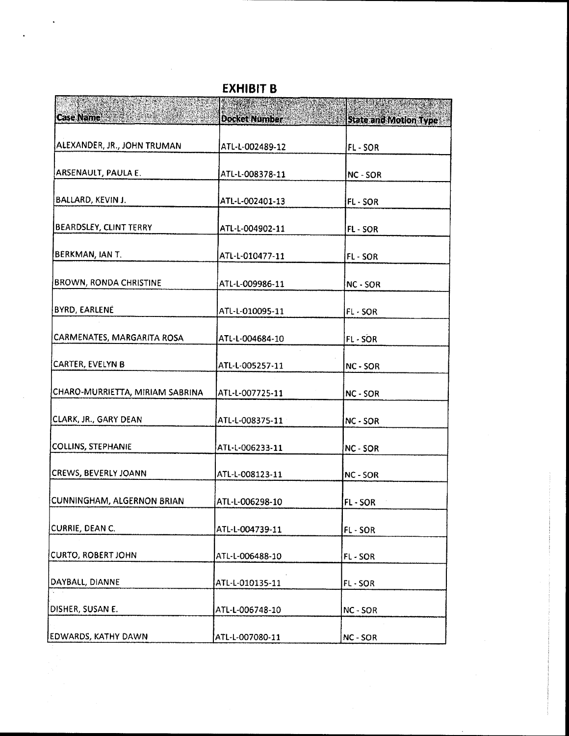# EXHIBIT B

| Case Name | Docket Number | State and Motion Type |
| --- | --- | --- |
| ALEXANDER, JR., JOHN TRUMAN | ATL-L-002489-12 | FL - SOR |
| ARSENAULT, PAULA E. | ATL-L-008378-11 | NC - SOR |
| BALLARD, KEVIN J. | ATL-L-002401-13 | FL - SOR |
| BEARDSLEY, CLINT TERRY | ATL-L-004902-11 | FL - SOR |
| BERKMAN, IAN T. | ATL-L-010477-11 | FL - SOR |
| BROWN, RONDA CHRISTINE | ATL-L-009986-11 | NC - SOR |
| BYRD, EARLENE | ATL-L-010095-11 | FL - SOR |
| CARMENATES, MARGARITA ROSA | ATL-L-004684-10 | FL - SOR |
| CARTER, EVELYN B | ATL-L-005257-11 | NC - SOR |
| CHARO-MURRIETTA, MIRIAM SABRINA | ATL-L-007725-11 | NC - SOR |
| CLARK, JR., GARY DEAN | ATL-L-008375-11 | NC - SOR |
| COLLINS, STEPHANIE | ATL-L-006233-11 | NC - SOR |
| CREWS, BEVERLY JOANN | ATL-L-008123-11 | NC - SOR |
| CUNNINGHAM, ALGERNON BRIAN | ATL-L-006298-10 | FL - SOR |
| CURRIE, DEAN C. | ATL-L-004739-11 | FL - SOR |
| CURTO, ROBERT JOHN | ATL-L-006488-10 | FL - SOR |
| DAYBALL, DIANNE | ATL-L-010135-11 | FL - SOR |
| DISHER, SUSAN E. | ATL-L-006748-10 | NC - SOR |
| EDWARDS, KATHY DAWN | ATL-L-007080-11 | NC - SOR |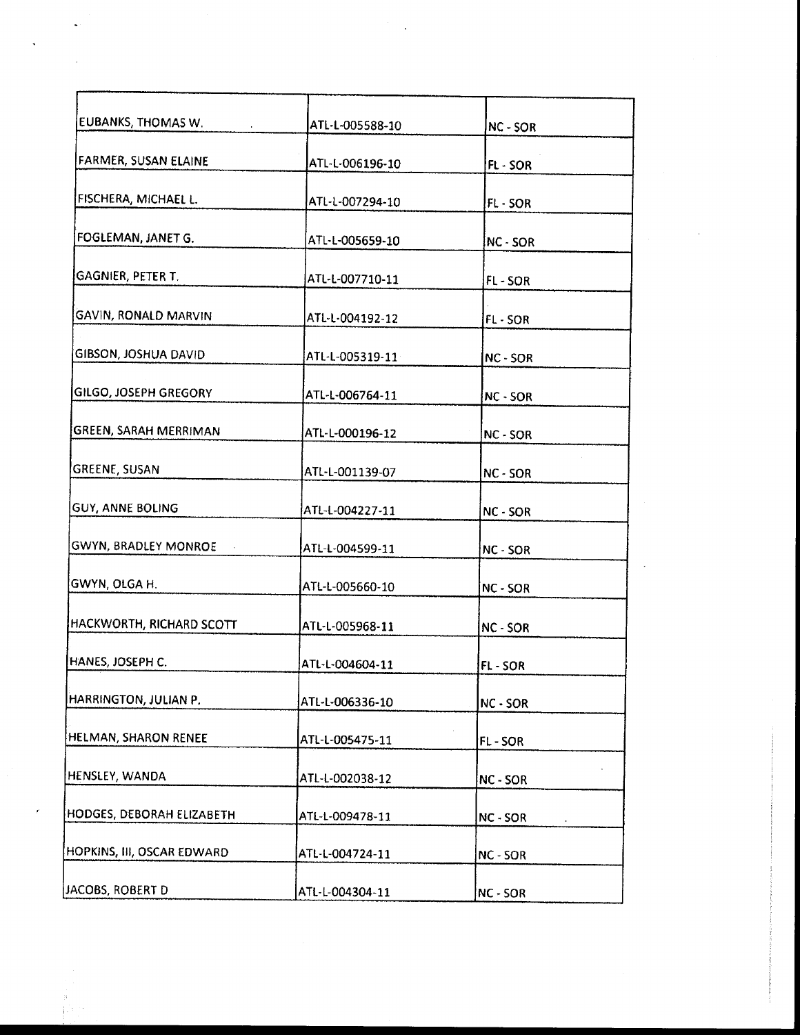| | | |
|---|---|---|
| EUBANKS, THOMAS W. | ATL-L-005588-10 | NC - SOR |
| FARMER, SUSAN ELAINE | ATL-L-006196-10 | FL - SOR |
| FISCHERA, MICHAEL L. | ATL-L-007294-10 | FL - SOR |
| FOGLEMAN, JANET G. | ATL-L-005659-10 | NC - SOR |
| GAGNIER, PETER T. | ATL-L-007710-11 | FL - SOR |
| GAVIN, RONALD MARVIN | ATL-L-004192-12 | FL - SOR |
| GIBSON, JOSHUA DAVID | ATL-L-005319-11 | NC - SOR |
| GILGO, JOSEPH GREGORY | ATL-L-006764-11 | NC - SOR |
| GREEN, SARAH MERRIMAN | ATL-L-000196-12 | NC - SOR |
| GREENE, SUSAN | ATL-L-001139-07 | NC - SOR |
| GUY, ANNE BOLING | ATL-L-004227-11 | NC - SOR |
| GWYN, BRADLEY MONROE | ATL-L-004599-11 | NC - SOR |
| GWYN, OLGA H. | ATL-L-005660-10 | NC - SOR |
| HACKWORTH, RICHARD SCOTT | ATL-L-005968-11 | NC - SOR |
| HANES, JOSEPH C. | ATL-L-004604-11 | FL - SOR |
| HARRINGTON, JULIAN P. | ATL-L-006336-10 | NC - SOR |
| HELMAN, SHARON RENEE | ATL-L-005475-11 | FL - SOR |
| HENSLEY, WANDA | ATL-L-002038-12 | NC - SOR |
| HODGES, DEBORAH ELIZABETH | ATL-L-009478-11 | NC - SOR |
| HOPKINS, III, OSCAR EDWARD | ATL-L-004724-11 | NC - SOR |
| JACOBS, ROBERT D | ATL-L-004304-11 | NC - SOR |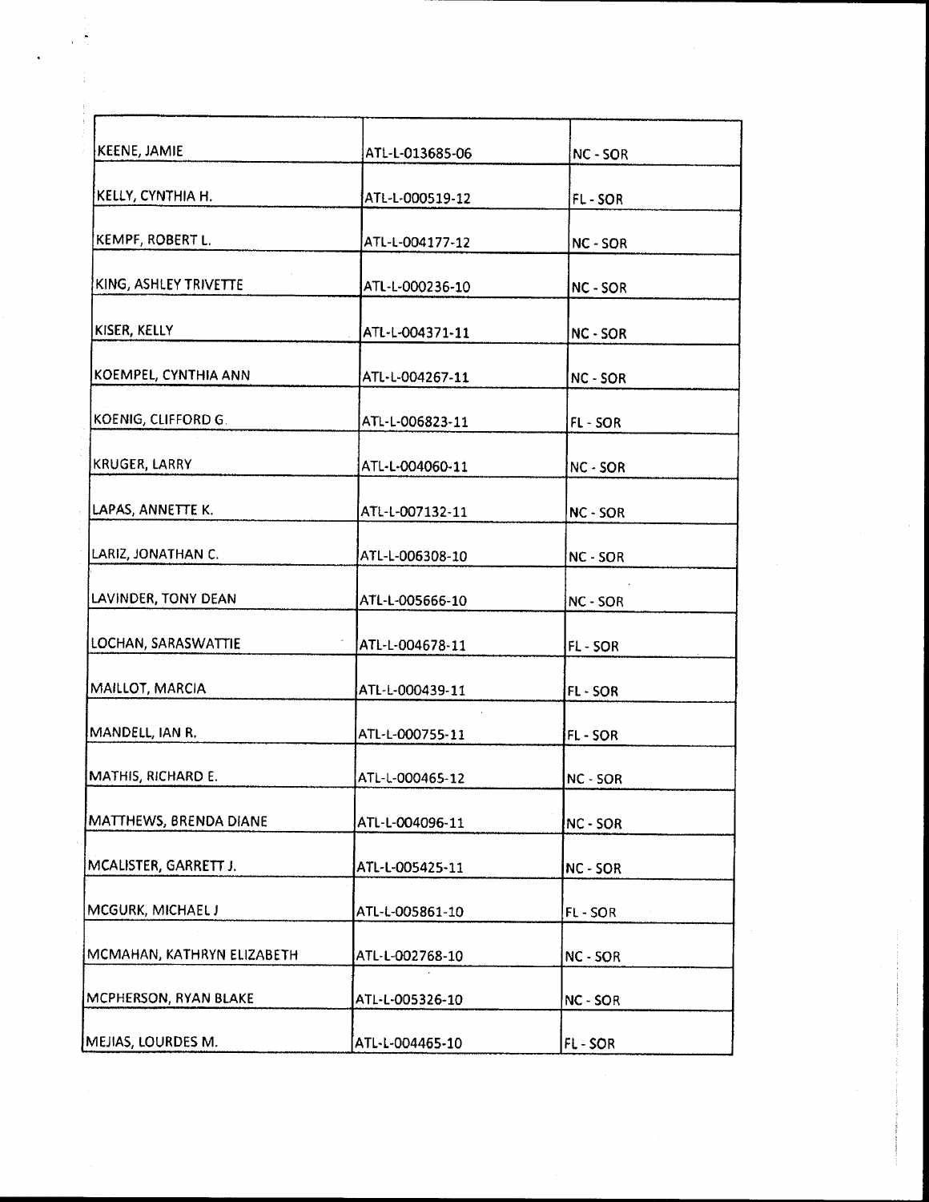| | | |
|---|---|---|
| KEENE, JAMIE | ATL-L-013685-06 | NC - SOR |
| KELLY, CYNTHIA H. | ATL-L-000519-12 | FL - SOR |
| KEMPF, ROBERT L. | ATL-L-004177-12 | NC - SOR |
| KING, ASHLEY TRIVETTE | ATL-L-000236-10 | NC - SOR |
| KISER, KELLY | ATL-L-004371-11 | NC - SOR |
| KOEMPEL, CYNTHIA ANN | ATL-L-004267-11 | NC - SOR |
| KOENIG, CLIFFORD G. | ATL-L-006823-11 | FL - SOR |
| KRUGER, LARRY | ATL-L-004060-11 | NC - SOR |
| LAPAS, ANNETTE K. | ATL-L-007132-11 | NC - SOR |
| LARIZ, JONATHAN C. | ATL-L-006308-10 | NC - SOR |
| LAVINDER, TONY DEAN | ATL-L-005666-10 | NC - SOR |
| LOCHAN, SARASWATTIE | ATL-L-004678-11 | FL - SOR |
| MAILLOT, MARCIA | ATL-L-000439-11 | FL - SOR |
| MANDELL, IAN R. | ATL-L-000755-11 | FL - SOR |
| MATHIS, RICHARD E. | ATL-L-000465-12 | NC - SOR |
| MATTHEWS, BRENDA DIANE | ATL-L-004096-11 | NC - SOR |
| MCALISTER, GARRETT J. | ATL-L-005425-11 | NC - SOR |
| MCGURK, MICHAEL J | ATL-L-005861-10 | FL - SOR |
| MCMAHAN, KATHRYN ELIZABETH | ATL-L-002768-10 | NC - SOR |
| MCPHERSON, RYAN BLAKE | ATL-L-005326-10 | NC - SOR |
| MEJIAS, LOURDES M. | ATL-L-004465-10 | FL - SOR |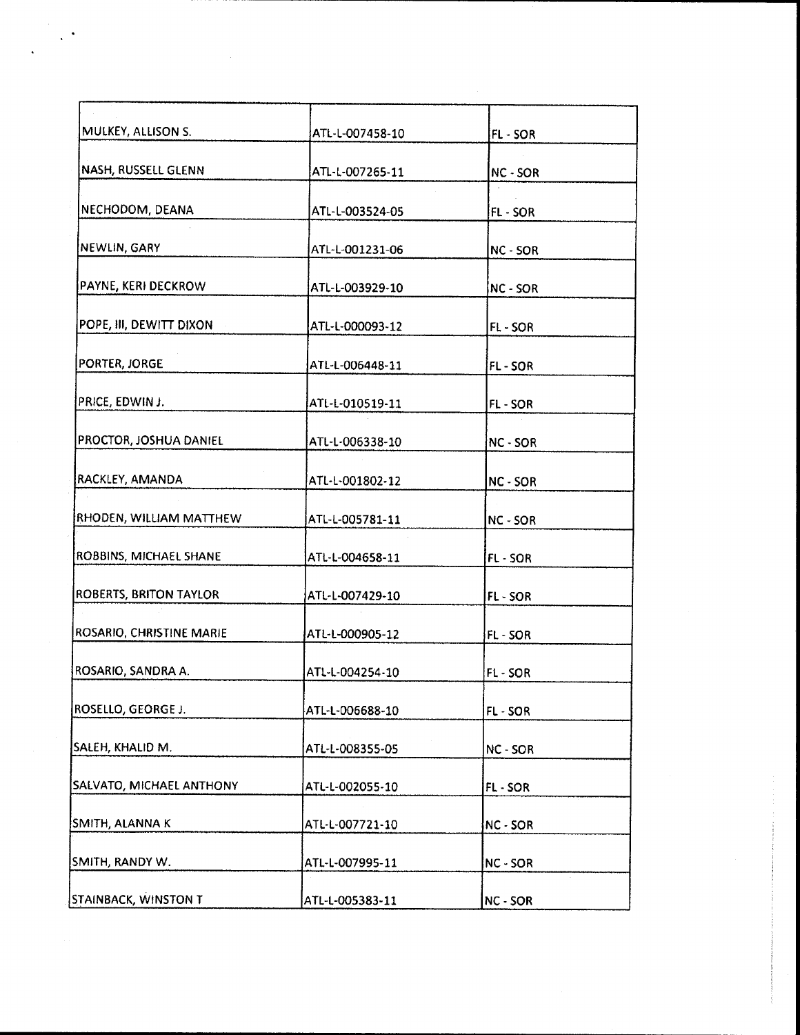| | | |
|---|---|---|
| MULKEY, ALLISON S. | ATL-L-007458-10 | FL - SOR |
| NASH, RUSSELL GLENN | ATL-L-007265-11 | NC - SOR |
| NECHODOM, DEANA | ATL-L-003524-05 | FL - SOR |
| NEWLIN, GARY | ATL-L-001231-06 | NC - SOR |
| PAYNE, KERI DECKROW | ATL-L-003929-10 | NC - SOR |
| POPE, III, DEWITT DIXON | ATL-L-000093-12 | FL - SOR |
| PORTER, JORGE | ATL-L-006448-11 | FL - SOR |
| PRICE, EDWIN J. | ATL-L-010519-11 | FL - SOR |
| PROCTOR, JOSHUA DANIEL | ATL-L-006338-10 | NC - SOR |
| RACKLEY, AMANDA | ATL-L-001802-12 | NC - SOR |
| RHODEN, WILLIAM MATTHEW | ATL-L-005781-11 | NC - SOR |
| ROBBINS, MICHAEL SHANE | ATL-L-004658-11 | FL - SOR |
| ROBERTS, BRITON TAYLOR | ATL-L-007429-10 | FL - SOR |
| ROSARIO, CHRISTINE MARIE | ATL-L-000905-12 | FL - SOR |
| ROSARIO, SANDRA A. | ATL-L-004254-10 | FL - SOR |
| ROSELLO, GEORGE J. | ATL-L-006688-10 | FL - SOR |
| SALEH, KHALID M. | ATL-L-008355-05 | NC - SOR |
| SALVATO, MICHAEL ANTHONY | ATL-L-002055-10 | FL - SOR |
| SMITH, ALANNA K | ATL-L-007721-10 | NC - SOR |
| SMITH, RANDY W. | ATL-L-007995-11 | NC - SOR |
| STAINBACK, WINSTON T | ATL-L-005383-11 | NC - SOR |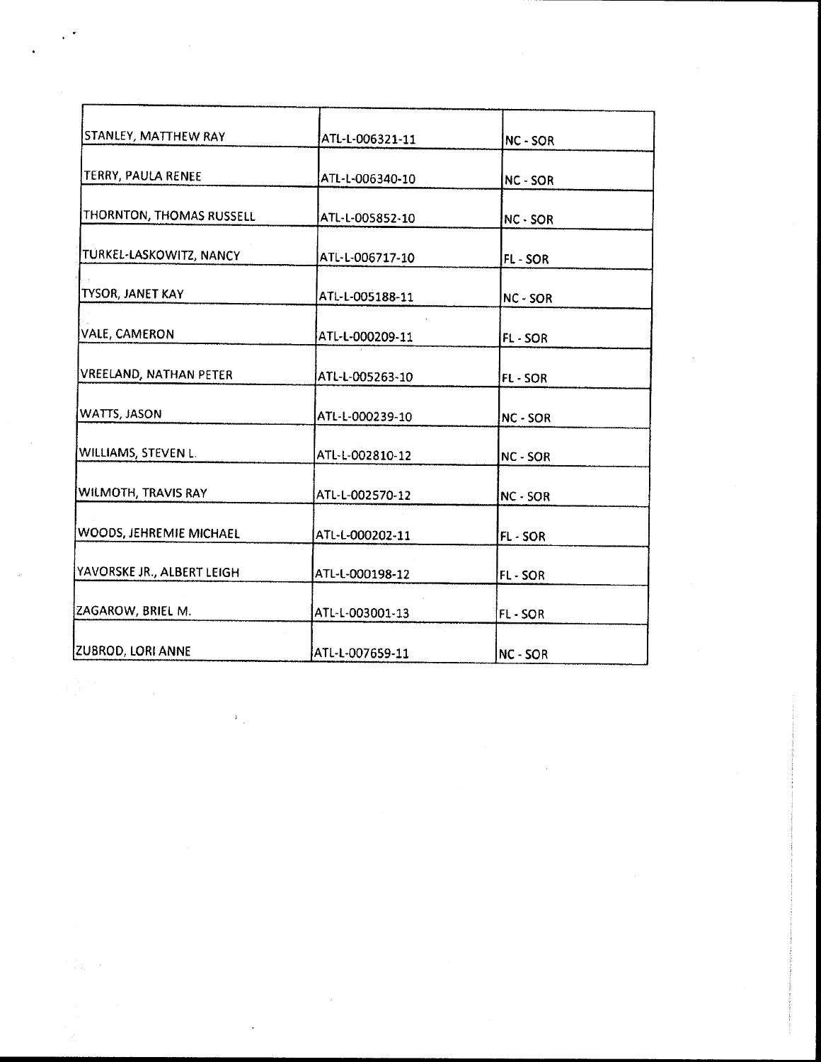| | | |
|---|---|---|
| STANLEY, MATTHEW RAY | ATL-L-006321-11 | NC - SOR |
| TERRY, PAULA RENEE | ATL-L-006340-10 | NC - SOR |
| THORNTON, THOMAS RUSSELL | ATL-L-005852-10 | NC - SOR |
| TURKEL-LASKOWITZ, NANCY | ATL-L-006717-10 | FL - SOR |
| TYSOR, JANET KAY | ATL-L-005188-11 | NC - SOR |
| VALE, CAMERON | ATL-L-000209-11 | FL - SOR |
| VREELAND, NATHAN PETER | ATL-L-005263-10 | FL - SOR |
| WATTS, JASON | ATL-L-000239-10 | NC - SOR |
| WILLIAMS, STEVEN L. | ATL-L-002810-12 | NC - SOR |
| WILMOTH, TRAVIS RAY | ATL-L-002570-12 | NC - SOR |
| WOODS, JEHREMIE MICHAEL | ATL-L-000202-11 | FL - SOR |
| YAVORSKE JR., ALBERT LEIGH | ATL-L-000198-12 | FL - SOR |
| ZAGAROW, BRIEL M. | ATL-L-003001-13 | FL - SOR |
| ZUBROD, LORI ANNE | ATL-L-007659-11 | NC - SOR |